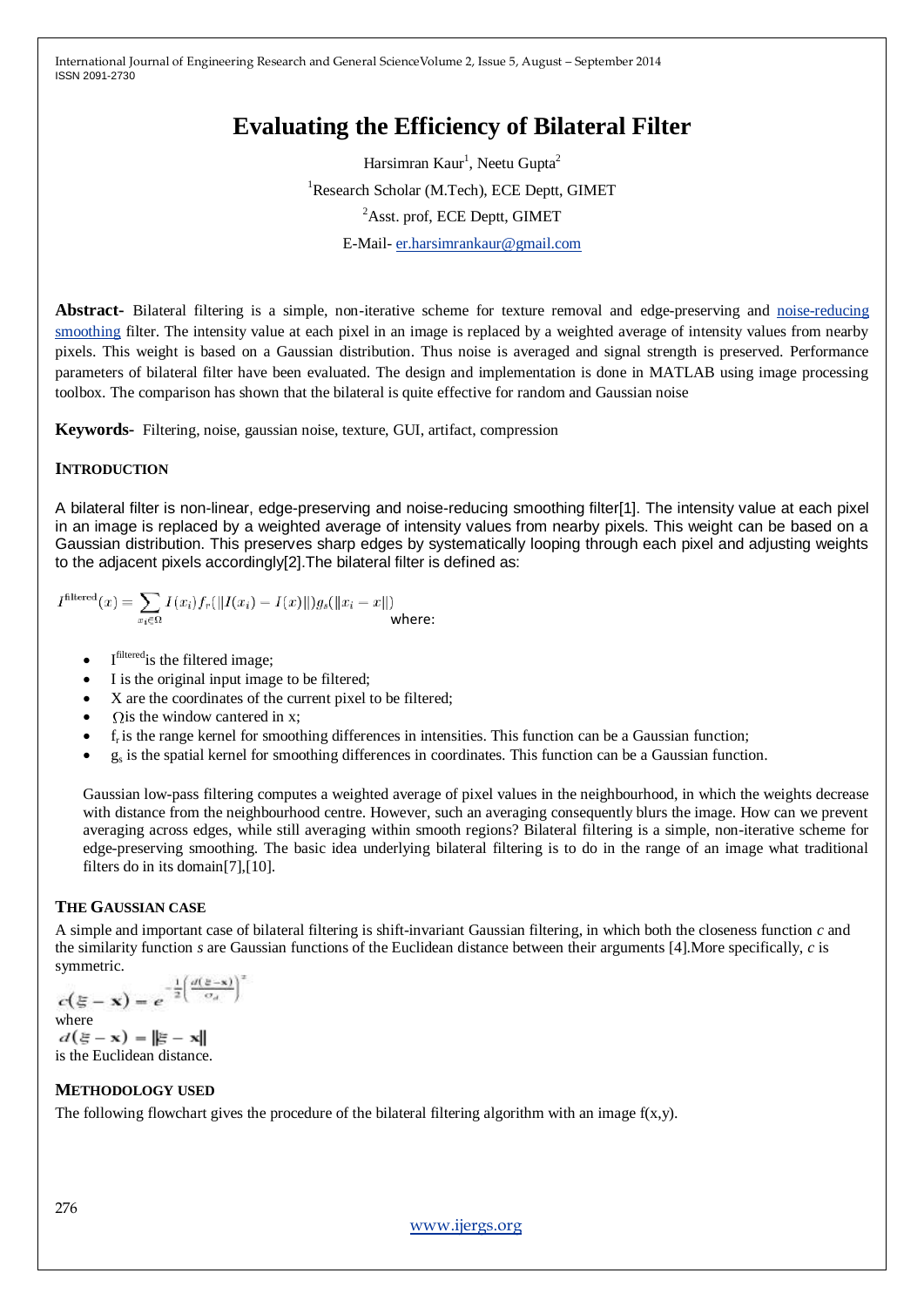# Evaluating the Efficiency of Bilateral Filter

Harsimran Kaur[1], Neetu Gupta[2]

[1]Research Scholar (M.Tech), ECE Deptt, GIMET

[2]Asst. prof, ECE Deptt, GIMET

E-Mail- er.harsimrankaur@gmail.com

**Abstract-** Bilateral filtering is a simple, non-iterative scheme for texture removal and edge-preserving and noise-reducing smoothing filter. The intensity value at each pixel in an image is replaced by a weighted average of intensity values from nearby pixels. This weight is based on a Gaussian distribution. Thus noise is averaged and signal strength is preserved. Performance parameters of bilateral filter have been evaluated. The design and implementation is done in MATLAB using image processing toolbox. The comparison has shown that the bilateral is quite effective for random and Gaussian noise

**Keywords-** Filtering, noise, gaussian noise, texture, GUI, artifact, compression

## INTRODUCTION

A bilateral filter is non-linear, edge-preserving and noise-reducing smoothing filter[1]. The intensity value at each pixel in an image is replaced by a weighted average of intensity values from nearby pixels. This weight can be based on a Gaussian distribution. This preserves sharp edges by systematically looping through each pixel and adjusting weights to the adjacent pixels accordingly[2].The bilateral filter is defined as:

$$I^{\text{filtered}}(x) = \sum_{x_i \in \Omega} I(x_i) f_r(\|I(x_i) - I(x)\|) g_s(\|x_i - x\|)$$

where:

- $I^{\text{filtered}}$ is the filtered image;
- I is the original input image to be filtered;
- X are the coordinates of the current pixel to be filtered;
- $\Omega$ is the window cantered in x;
- $f_r$ is the range kernel for smoothing differences in intensities. This function can be a Gaussian function;
- $g_s$ is the spatial kernel for smoothing differences in coordinates. This function can be a Gaussian function.

Gaussian low-pass filtering computes a weighted average of pixel values in the neighbourhood, in which the weights decrease with distance from the neighbourhood centre. However, such an averaging consequently blurs the image. How can we prevent averaging across edges, while still averaging within smooth regions? Bilateral filtering is a simple, non-iterative scheme for edge-preserving smoothing. The basic idea underlying bilateral filtering is to do in the range of an image what traditional filters do in its domain[7],[10].

## THE GAUSSIAN CASE

A simple and important case of bilateral filtering is shift-invariant Gaussian filtering, in which both the closeness function *c* and the similarity function *s* are Gaussian functions of the Euclidean distance between their arguments [4].More specifically, *c* is symmetric.

$$c(\xi - \mathbf{x}) = e^{-\frac{1}{2}\left(\frac{d(\xi - \mathbf{x})}{\sigma_d}\right)^2}$$

where

$$d(\xi - \mathbf{x}) = \|\xi - \mathbf{x}\|$$

is the Euclidean distance.

## METHODOLOGY USED

The following flowchart gives the procedure of the bilateral filtering algorithm with an image f(x,y).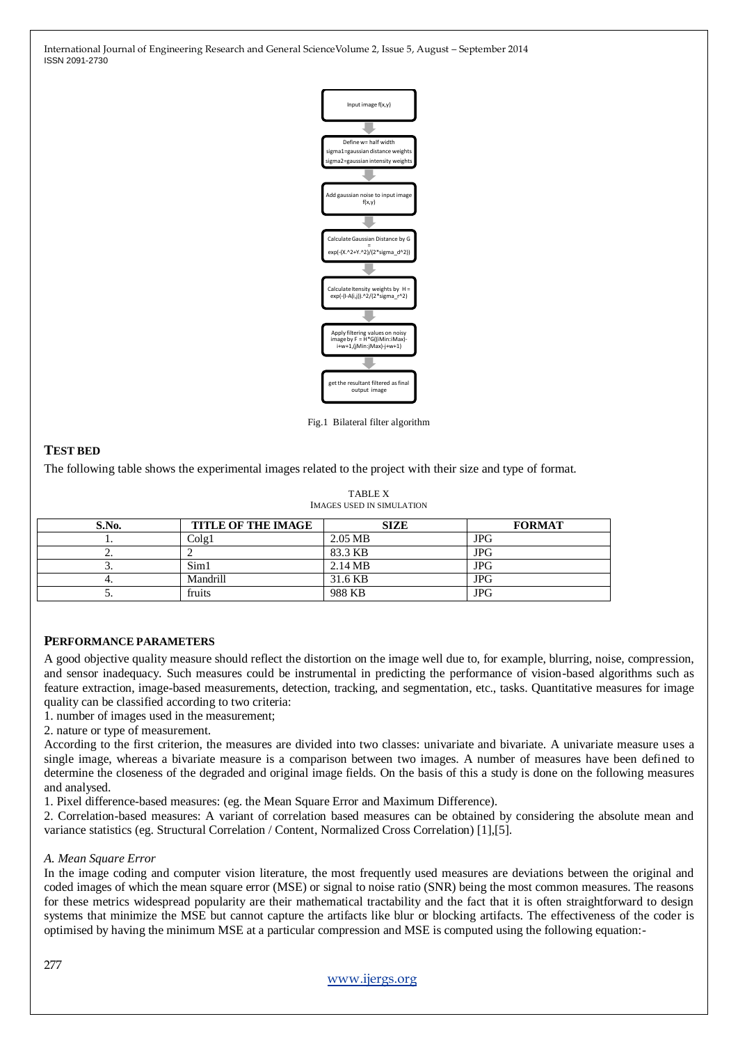Input image f(x,y)

Define w= half width
sigma1=gaussian distance weights
sigma2=gaussian intensity weights

Add gaussian noise to input image f(x,y)

Calculate Gaussian Distance by G = exp(-(X.^2+Y.^2)/(2*sigma_d^2))

Calculate Itensity weights by H = exp(-(I-A(i,j)).^2/(2*sigma_r^2)

Apply filtering values on noisy image by F = H*G((iMin:iMax)-i+w+1,(jMin:jMax)-j+w+1)

get the resultant filtered as final output image

Fig.1 Bilateral filter algorithm

## TEST BED

The following table shows the experimental images related to the project with their size and type of format.

TABLE X
IMAGES USED IN SIMULATION

| S.No. | TITLE OF THE IMAGE | SIZE | FORMAT |
|---|---|---|---|
| 1. | Colg1 | 2.05 MB | JPG |
| 2. | 2 | 83.3 KB | JPG |
| 3. | Sim1 | 2.14 MB | JPG |
| 4. | Mandrill | 31.6 KB | JPG |
| 5. | fruits | 988 KB | JPG |

## PERFORMANCE PARAMETERS

A good objective quality measure should reflect the distortion on the image well due to, for example, blurring, noise, compression, and sensor inadequacy. Such measures could be instrumental in predicting the performance of vision-based algorithms such as feature extraction, image-based measurements, detection, tracking, and segmentation, etc., tasks. Quantitative measures for image quality can be classified according to two criteria:

1. number of images used in the measurement;
2. nature or type of measurement.

According to the first criterion, the measures are divided into two classes: univariate and bivariate. A univariate measure uses a single image, whereas a bivariate measure is a comparison between two images. A number of measures have been defined to determine the closeness of the degraded and original image fields. On the basis of this a study is done on the following measures and analysed.

1. Pixel difference-based measures: (eg. the Mean Square Error and Maximum Difference).
2. Correlation-based measures: A variant of correlation based measures can be obtained by considering the absolute mean and variance statistics (eg. Structural Correlation / Content, Normalized Cross Correlation) [1],[5].

### *A. Mean Square Error*

In the image coding and computer vision literature, the most frequently used measures are deviations between the original and coded images of which the mean square error (MSE) or signal to noise ratio (SNR) being the most common measures. The reasons for these metrics widespread popularity are their mathematical tractability and the fact that it is often straightforward to design systems that minimize the MSE but cannot capture the artifacts like blur or blocking artifacts. The effectiveness of the coder is optimised by having the minimum MSE at a particular compression and MSE is computed using the following equation:-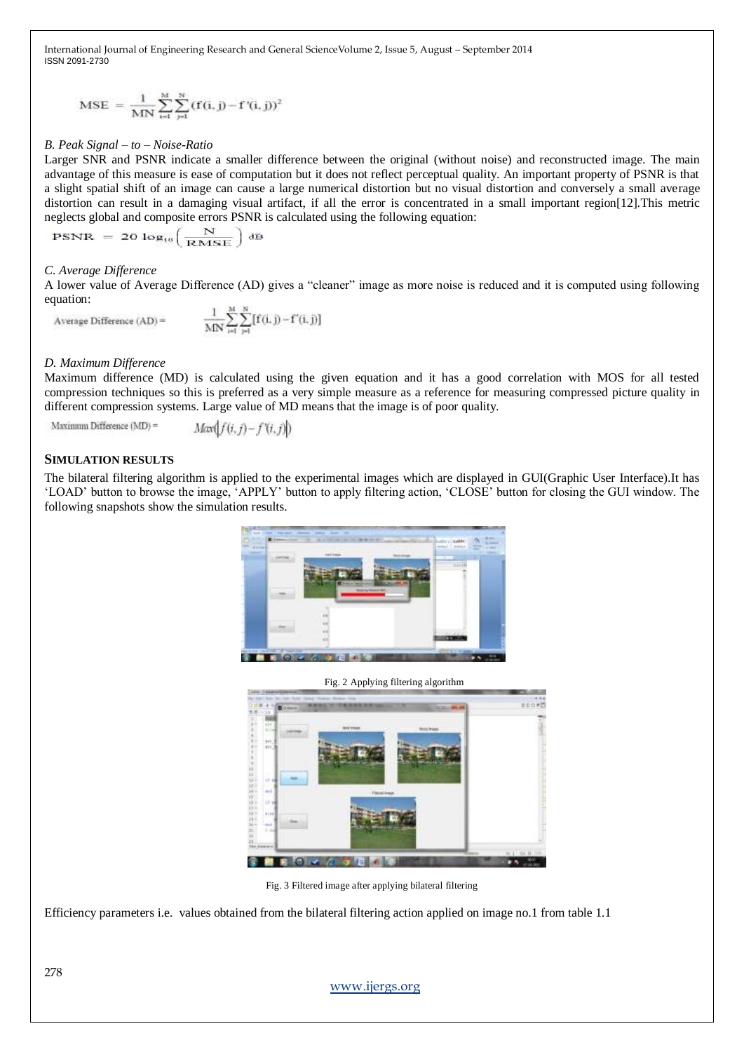$$\mathrm{MSE} = \frac{1}{MN}\sum_{i=1}^{M}\sum_{j=1}^{N}(f(i,j) - f'(i,j))^2$$

*B. Peak Signal – to – Noise-Ratio*

Larger SNR and PSNR indicate a smaller difference between the original (without noise) and reconstructed image. The main advantage of this measure is ease of computation but it does not reflect perceptual quality. An important property of PSNR is that a slight spatial shift of an image can cause a large numerical distortion but no visual distortion and conversely a small average distortion can result in a damaging visual artifact, if all the error is concentrated in a small important region[12].This metric neglects global and composite errors PSNR is calculated using the following equation:

$$\mathrm{PSNR} = 20\log_{10}\left(\frac{N}{\mathrm{RMSE}}\right)\ \mathrm{dB}$$

*C. Average Difference*

A lower value of Average Difference (AD) gives a "cleaner" image as more noise is reduced and it is computed using following equation:

$$\text{Average Difference (AD)} = \frac{1}{MN}\sum_{i=1}^{M}\sum_{j=1}^{N}[f(i,j) - f'(i,j)]$$

*D. Maximum Difference*

Maximum difference (MD) is calculated using the given equation and it has a good correlation with MOS for all tested compression techniques so this is preferred as a very simple measure as a reference for measuring compressed picture quality in different compression systems. Large value of MD means that the image is of poor quality.

$$\text{Maximum Difference (MD)} = Max(|f(i,j) - f'(i,j)|)$$

## SIMULATION RESULTS

The bilateral filtering algorithm is applied to the experimental images which are displayed in GUI(Graphic User Interface).It has 'LOAD' button to browse the image, 'APPLY' button to apply filtering action, 'CLOSE' button for closing the GUI window. The following snapshots show the simulation results.

Fig. 2 Applying filtering algorithm

Fig. 3 Filtered image after applying bilateral filtering

Efficiency parameters i.e. values obtained from the bilateral filtering action applied on image no.1 from table 1.1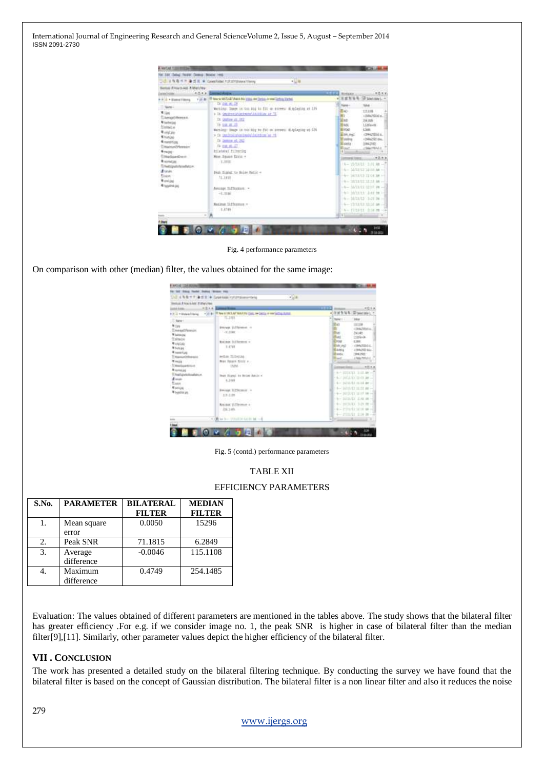Fig. 4 performance parameters

On comparison with other (median) filter, the values obtained for the same image:

Fig. 5 (contd.) performance parameters

TABLE XII

EFFICIENCY PARAMETERS

| S.No. | PARAMETER | BILATERAL FILTER | MEDIAN FILTER |
|---|---|---|---|
| 1. | Mean square error | 0.0050 | 15296 |
| 2. | Peak SNR | 71.1815 | 6.2849 |
| 3. | Average difference | -0.0046 | 115.1108 |
| 4. | Maximum difference | 0.4749 | 254.1485 |

Evaluation: The values obtained of different parameters are mentioned in the tables above. The study shows that the bilateral filter has greater efficiency .For e.g. if we consider image no. 1, the peak SNR is higher in case of bilateral filter than the median filter[9],[11]. Similarly, other parameter values depict the higher efficiency of the bilateral filter.

## VII . CONCLUSION

The work has presented a detailed study on the bilateral filtering technique. By conducting the survey we have found that the bilateral filter is based on the concept of Gaussian distribution. The bilateral filter is a non linear filter and also it reduces the noise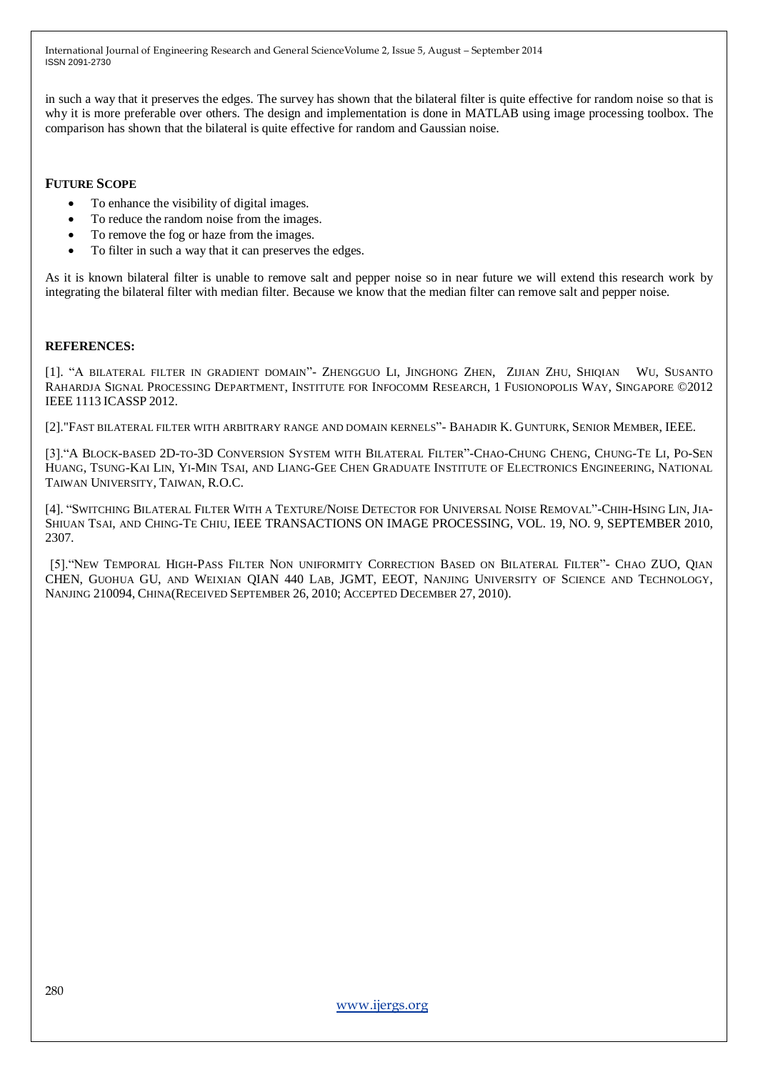in such a way that it preserves the edges. The survey has shown that the bilateral filter is quite effective for random noise so that is why it is more preferable over others. The design and implementation is done in MATLAB using image processing toolbox. The comparison has shown that the bilateral is quite effective for random and Gaussian noise.

## FUTURE SCOPE

- To enhance the visibility of digital images.
- To reduce the random noise from the images.
- To remove the fog or haze from the images.
- To filter in such a way that it can preserves the edges.

As it is known bilateral filter is unable to remove salt and pepper noise so in near future we will extend this research work by integrating the bilateral filter with median filter. Because we know that the median filter can remove salt and pepper noise.

## REFERENCES:

[1]. "A BILATERAL FILTER IN GRADIENT DOMAIN"- ZHENGGUO LI, JINGHONG ZHEN, ZIJIAN ZHU, SHIQIAN WU, SUSANTO RAHARDJA SIGNAL PROCESSING DEPARTMENT, INSTITUTE FOR INFOCOMM RESEARCH, 1 FUSIONOPOLIS WAY, SINGAPORE ©2012 IEEE 1113 ICASSP 2012.

[2]."FAST BILATERAL FILTER WITH ARBITRARY RANGE AND DOMAIN KERNELS"- BAHADIR K. GUNTURK, SENIOR MEMBER, IEEE.

[3]."A BLOCK-BASED 2D-TO-3D CONVERSION SYSTEM WITH BILATERAL FILTER"-CHAO-CHUNG CHENG, CHUNG-TE LI, PO-SEN HUANG, TSUNG-KAI LIN, YI-MIN TSAI, AND LIANG-GEE CHEN GRADUATE INSTITUTE OF ELECTRONICS ENGINEERING, NATIONAL TAIWAN UNIVERSITY, TAIWAN, R.O.C.

[4]. "SWITCHING BILATERAL FILTER WITH A TEXTURE/NOISE DETECTOR FOR UNIVERSAL NOISE REMOVAL"-CHIH-HSING LIN, JIA-SHIUAN TSAI, AND CHING-TE CHIU, IEEE TRANSACTIONS ON IMAGE PROCESSING, VOL. 19, NO. 9, SEPTEMBER 2010, 2307.

[5]."NEW TEMPORAL HIGH-PASS FILTER NON UNIFORMITY CORRECTION BASED ON BILATERAL FILTER"- CHAO ZUO, QIAN CHEN, GUOHUA GU, AND WEIXIAN QIAN 440 LAB, JGMT, EEOT, NANJING UNIVERSITY OF SCIENCE AND TECHNOLOGY, NANJING 210094, CHINA(RECEIVED SEPTEMBER 26, 2010; ACCEPTED DECEMBER 27, 2010).